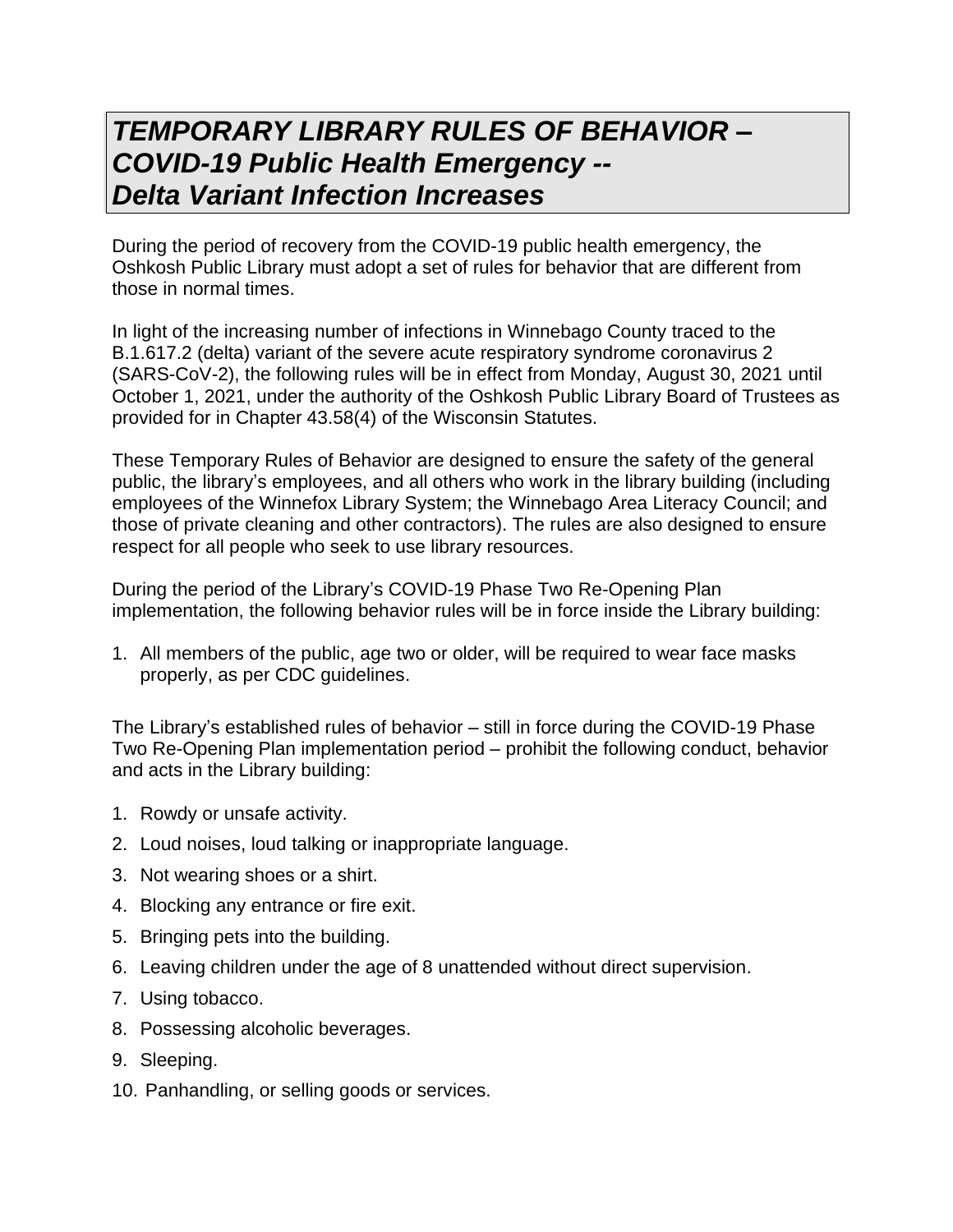# *TEMPORARY LIBRARY RULES OF BEHAVIOR – COVID-19 Public Health Emergency -- Delta Variant Infection Increases*

During the period of recovery from the COVID-19 public health emergency, the Oshkosh Public Library must adopt a set of rules for behavior that are different from those in normal times.

In light of the increasing number of infections in Winnebago County traced to the B.1.617.2 (delta) variant of the severe acute respiratory syndrome coronavirus 2 (SARS-CoV-2), the following rules will be in effect from Monday, August 30, 2021 until October 1, 2021, under the authority of the Oshkosh Public Library Board of Trustees as provided for in Chapter 43.58(4) of the Wisconsin Statutes.

These Temporary Rules of Behavior are designed to ensure the safety of the general public, the library's employees, and all others who work in the library building (including employees of the Winnefox Library System; the Winnebago Area Literacy Council; and those of private cleaning and other contractors). The rules are also designed to ensure respect for all people who seek to use library resources.

During the period of the Library's COVID-19 Phase Two Re-Opening Plan implementation, the following behavior rules will be in force inside the Library building:

1. All members of the public, age two or older, will be required to wear face masks properly, as per CDC guidelines.

The Library's established rules of behavior – still in force during the COVID-19 Phase Two Re-Opening Plan implementation period – prohibit the following conduct, behavior and acts in the Library building:

1. Rowdy or unsafe activity.
2. Loud noises, loud talking or inappropriate language.
3. Not wearing shoes or a shirt.
4. Blocking any entrance or fire exit.
5. Bringing pets into the building.
6. Leaving children under the age of 8 unattended without direct supervision.
7. Using tobacco.
8. Possessing alcoholic beverages.
9. Sleeping.
10. Panhandling, or selling goods or services.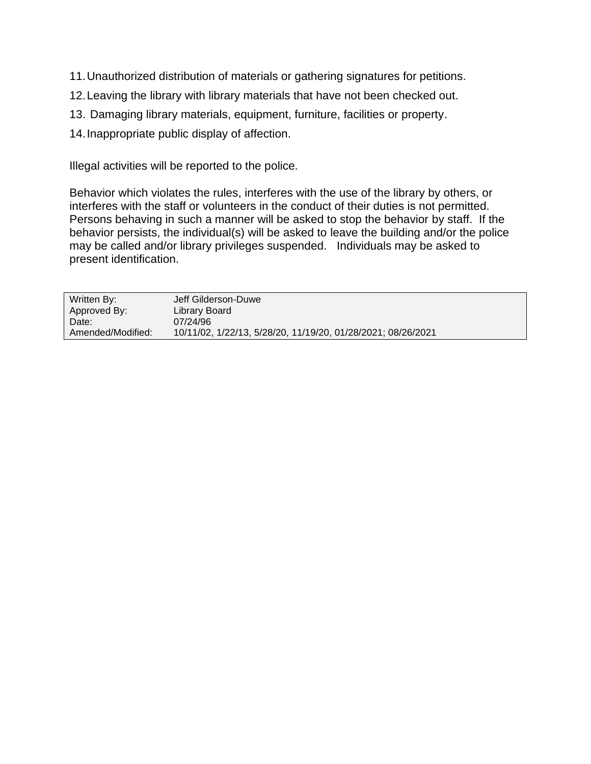11. Unauthorized distribution of materials or gathering signatures for petitions.
12. Leaving the library with library materials that have not been checked out.
13. Damaging library materials, equipment, furniture, facilities or property.
14. Inappropriate public display of affection.

Illegal activities will be reported to the police.

Behavior which violates the rules, interferes with the use of the library by others, or interferes with the staff or volunteers in the conduct of their duties is not permitted. Persons behaving in such a manner will be asked to stop the behavior by staff. If the behavior persists, the individual(s) will be asked to leave the building and/or the police may be called and/or library privileges suspended. Individuals may be asked to present identification.

| | |
|---|---|
| Written By: | Jeff Gilderson-Duwe |
| Approved By: | Library Board |
| Date: | 07/24/96 |
| Amended/Modified: | 10/11/02, 1/22/13, 5/28/20, 11/19/20, 01/28/2021; 08/26/2021 |